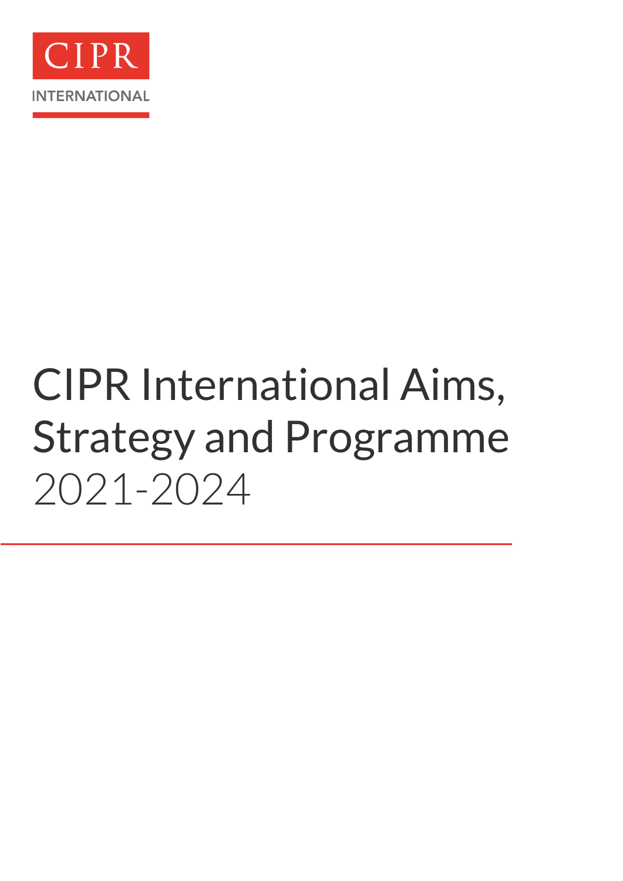CIPR

INTERNATIONAL

# CIPR International Aims, Strategy and Programme

2021-2024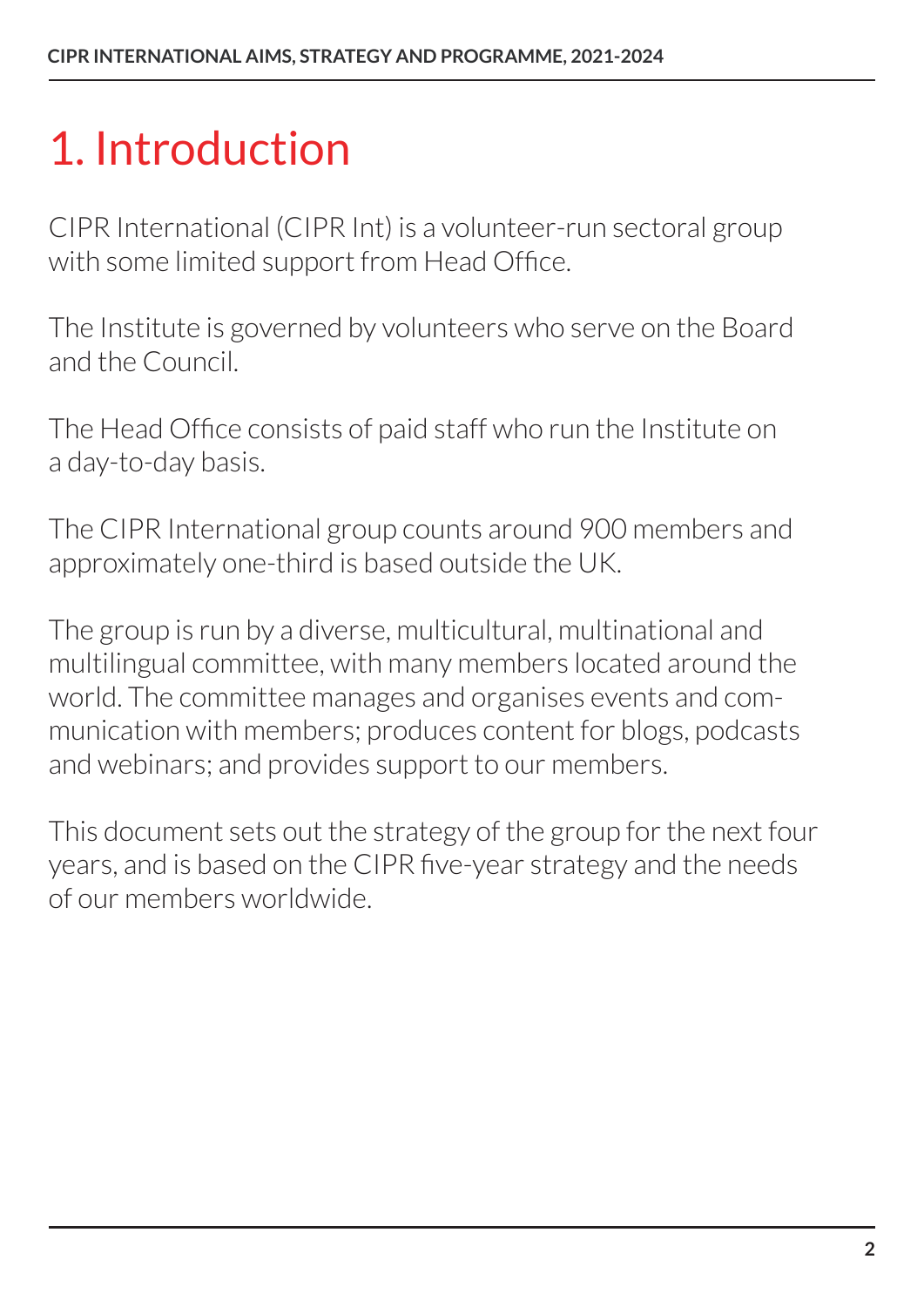# 1. Introduction

CIPR International (CIPR Int) is a volunteer-run sectoral group with some limited support from Head Office.

The Institute is governed by volunteers who serve on the Board and the Council.

The Head Office consists of paid staff who run the Institute on a day-to-day basis.

The CIPR International group counts around 900 members and approximately one-third is based outside the UK.

The group is run by a diverse, multicultural, multinational and multilingual committee, with many members located around the world. The committee manages and organises events and communication with members; produces content for blogs, podcasts and webinars; and provides support to our members.

This document sets out the strategy of the group for the next four years, and is based on the CIPR five-year strategy and the needs of our members worldwide.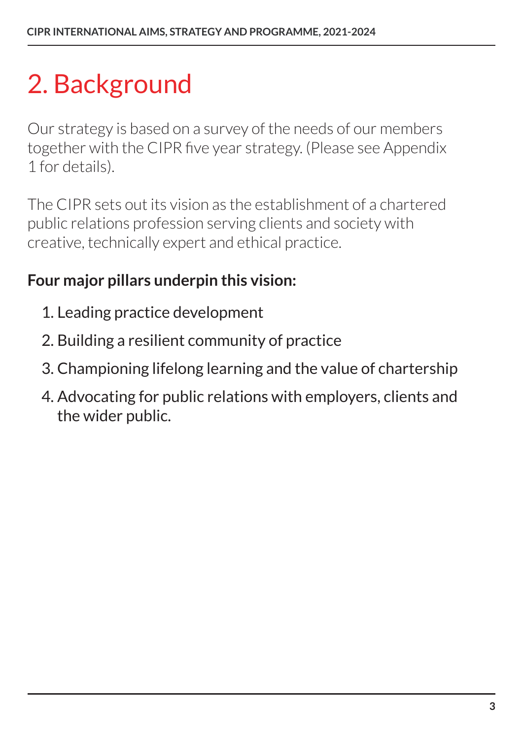# 2. Background

Our strategy is based on a survey of the needs of our members together with the CIPR five year strategy. (Please see Appendix 1 for details).

The CIPR sets out its vision as the establishment of a chartered public relations profession serving clients and society with creative, technically expert and ethical practice.

**Four major pillars underpin this vision:**

1. Leading practice development
2. Building a resilient community of practice
3. Championing lifelong learning and the value of chartership
4. Advocating for public relations with employers, clients and the wider public.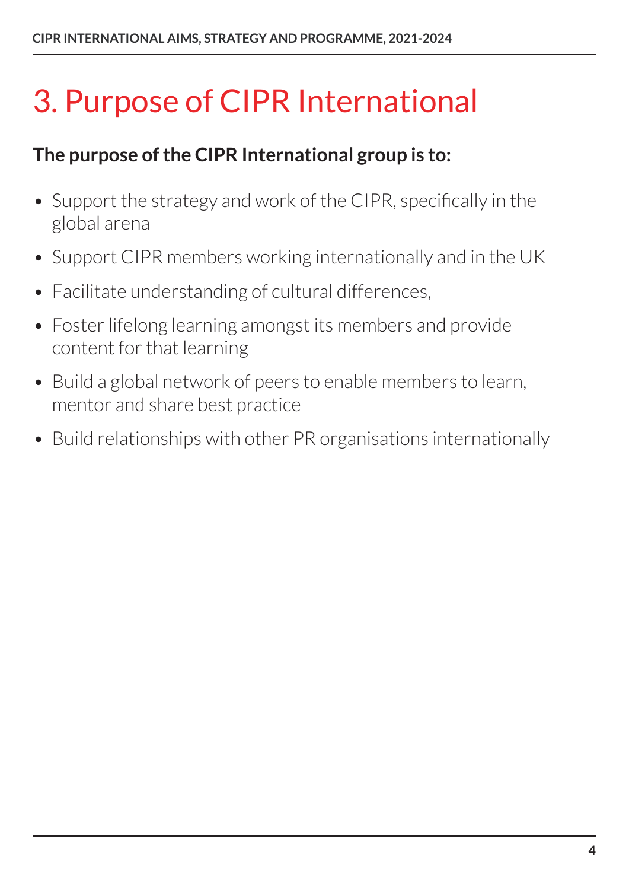# 3. Purpose of CIPR International

**The purpose of the CIPR International group is to:**

- Support the strategy and work of the CIPR, specifically in the global arena
- Support CIPR members working internationally and in the UK
- Facilitate understanding of cultural differences,
- Foster lifelong learning amongst its members and provide content for that learning
- Build a global network of peers to enable members to learn, mentor and share best practice
- Build relationships with other PR organisations internationally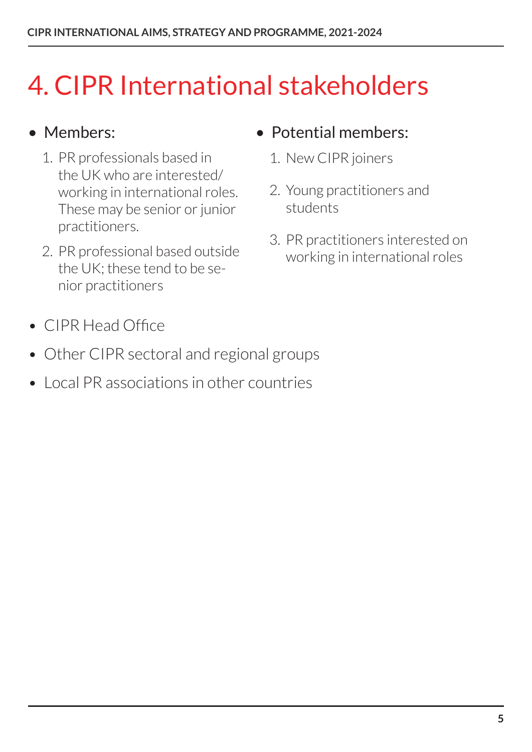# 4. CIPR International stakeholders

- Members:
  1. PR professionals based in the UK who are interested/ working in international roles. These may be senior or junior practitioners.
  2. PR professional based outside the UK; these tend to be senior practitioners
- Potential members:
  1. New CIPR joiners
  2. Young practitioners and students
  3. PR practitioners interested on working in international roles
- CIPR Head Office
- Other CIPR sectoral and regional groups
- Local PR associations in other countries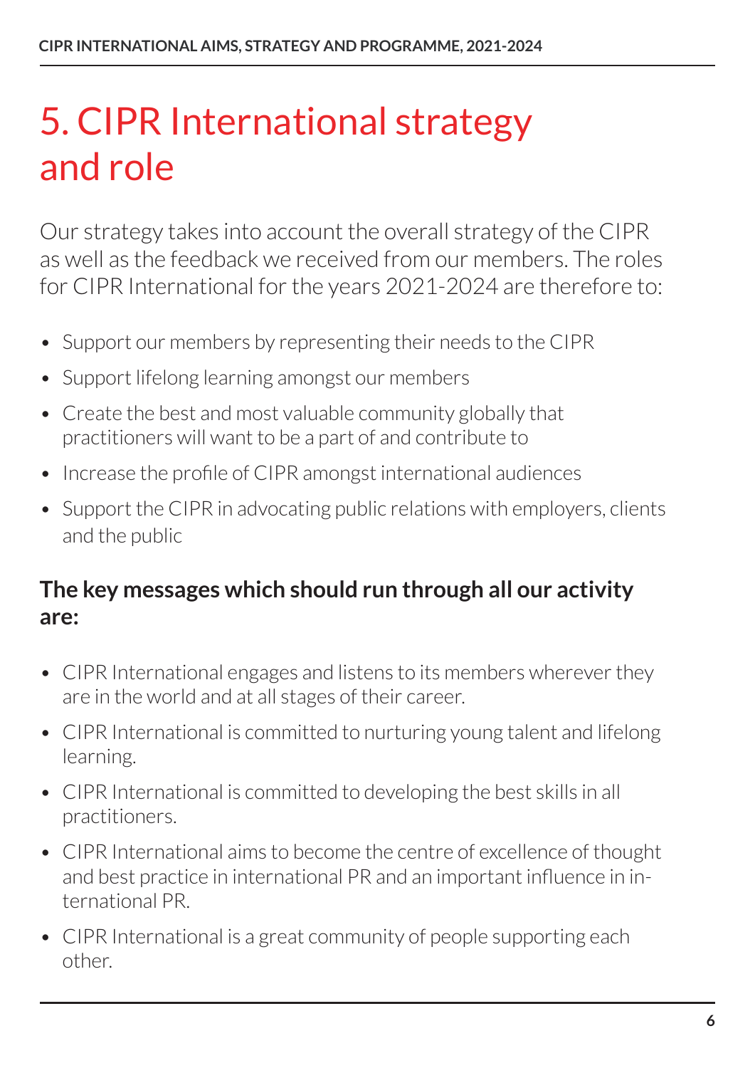# 5. CIPR International strategy and role

Our strategy takes into account the overall strategy of the CIPR as well as the feedback we received from our members. The roles for CIPR International for the years 2021-2024 are therefore to:

- Support our members by representing their needs to the CIPR
- Support lifelong learning amongst our members
- Create the best and most valuable community globally that practitioners will want to be a part of and contribute to
- Increase the profile of CIPR amongst international audiences
- Support the CIPR in advocating public relations with employers, clients and the public

**The key messages which should run through all our activity are:**

- CIPR International engages and listens to its members wherever they are in the world and at all stages of their career.
- CIPR International is committed to nurturing young talent and lifelong learning.
- CIPR International is committed to developing the best skills in all practitioners.
- CIPR International aims to become the centre of excellence of thought and best practice in international PR and an important influence in international PR.
- CIPR International is a great community of people supporting each other.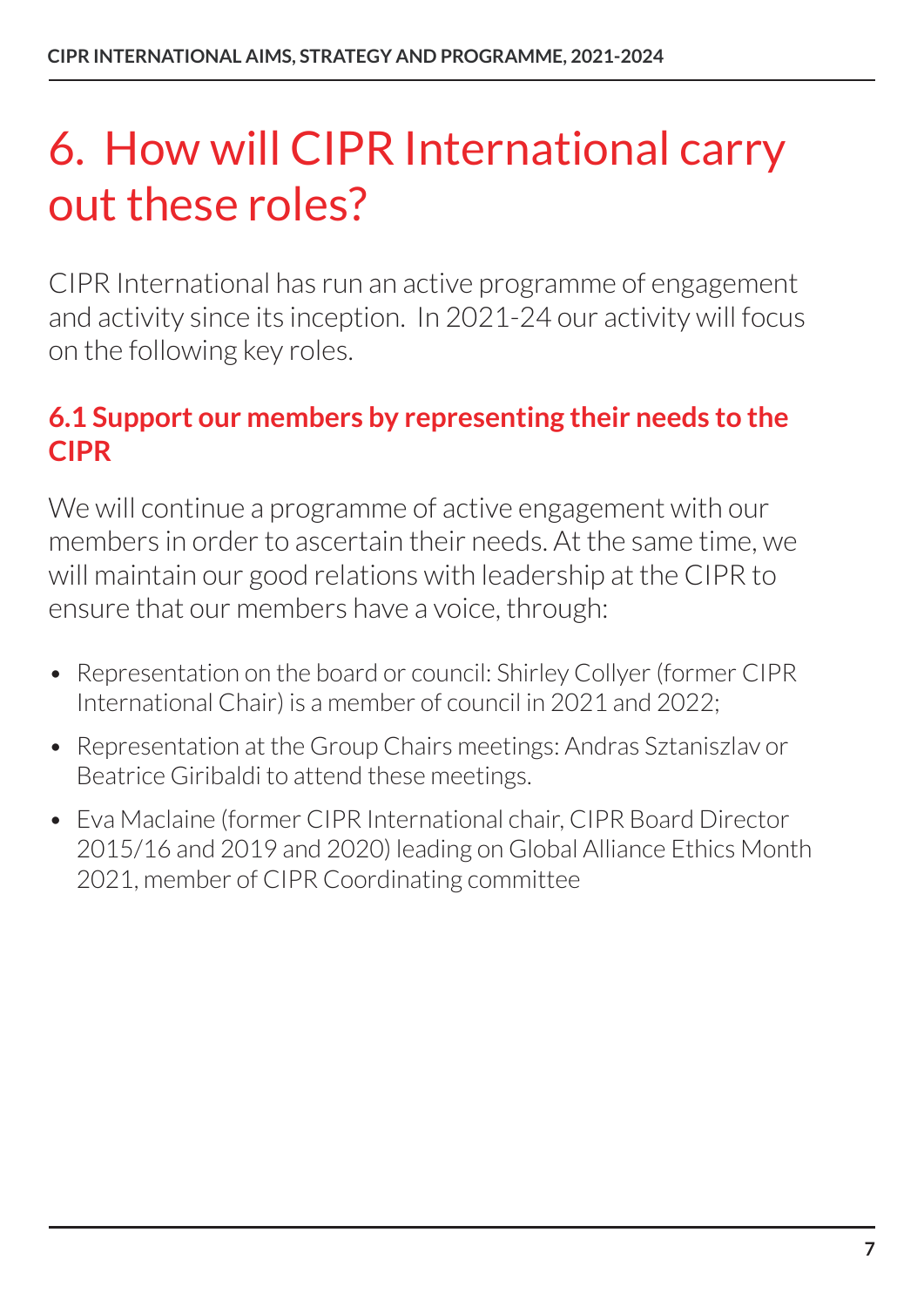# 6. How will CIPR International carry out these roles?

CIPR International has run an active programme of engagement and activity since its inception. In 2021-24 our activity will focus on the following key roles.

### 6.1 Support our members by representing their needs to the CIPR

We will continue a programme of active engagement with our members in order to ascertain their needs. At the same time, we will maintain our good relations with leadership at the CIPR to ensure that our members have a voice, through:

- Representation on the board or council: Shirley Collyer (former CIPR International Chair) is a member of council in 2021 and 2022;
- Representation at the Group Chairs meetings: Andras Sztaniszlav or Beatrice Giribaldi to attend these meetings.
- Eva Maclaine (former CIPR International chair, CIPR Board Director 2015/16 and 2019 and 2020) leading on Global Alliance Ethics Month 2021, member of CIPR Coordinating committee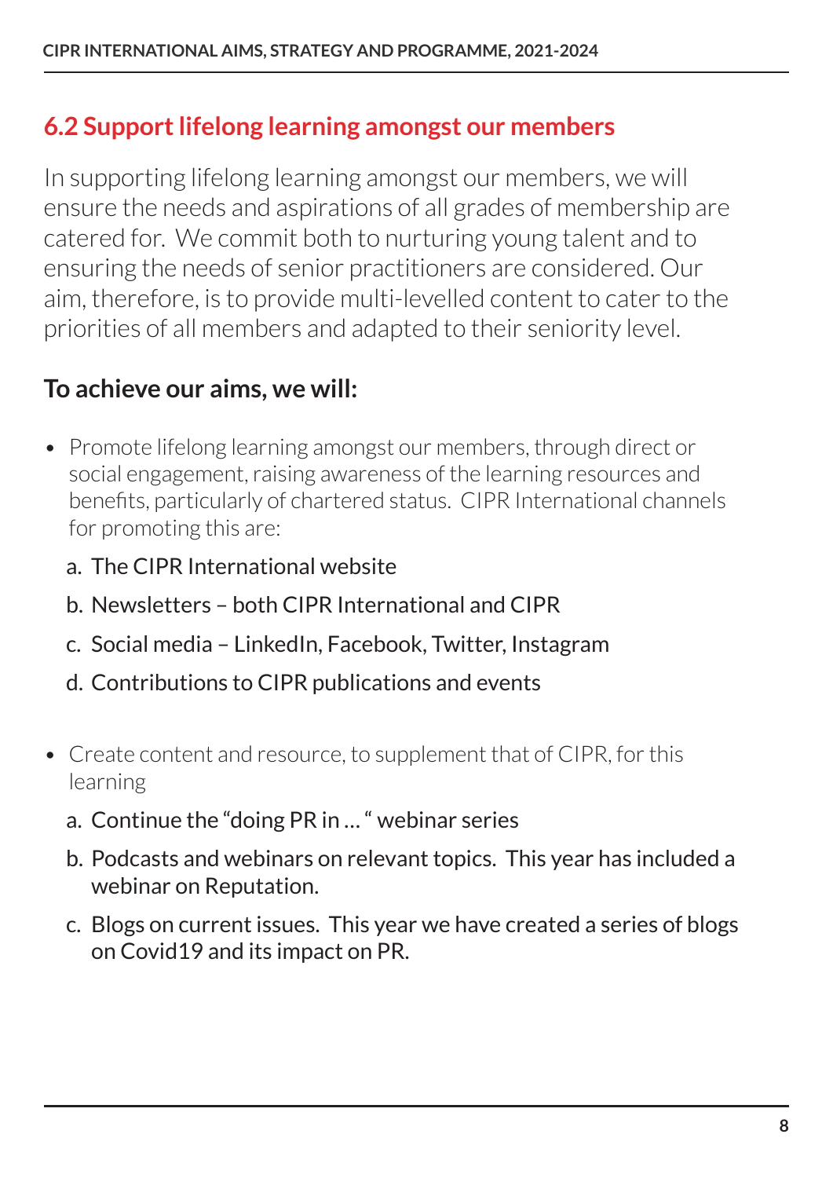## 6.2 Support lifelong learning amongst our members

In supporting lifelong learning amongst our members, we will ensure the needs and aspirations of all grades of membership are catered for. We commit both to nurturing young talent and to ensuring the needs of senior practitioners are considered. Our aim, therefore, is to provide multi-levelled content to cater to the priorities of all members and adapted to their seniority level.

### To achieve our aims, we will:

- Promote lifelong learning amongst our members, through direct or social engagement, raising awareness of the learning resources and benefits, particularly of chartered status. CIPR International channels for promoting this are:
  a. The CIPR International website
  b. Newsletters – both CIPR International and CIPR
  c. Social media – LinkedIn, Facebook, Twitter, Instagram
  d. Contributions to CIPR publications and events

- Create content and resource, to supplement that of CIPR, for this learning
  a. Continue the "doing PR in … " webinar series
  b. Podcasts and webinars on relevant topics. This year has included a webinar on Reputation.
  c. Blogs on current issues. This year we have created a series of blogs on Covid19 and its impact on PR.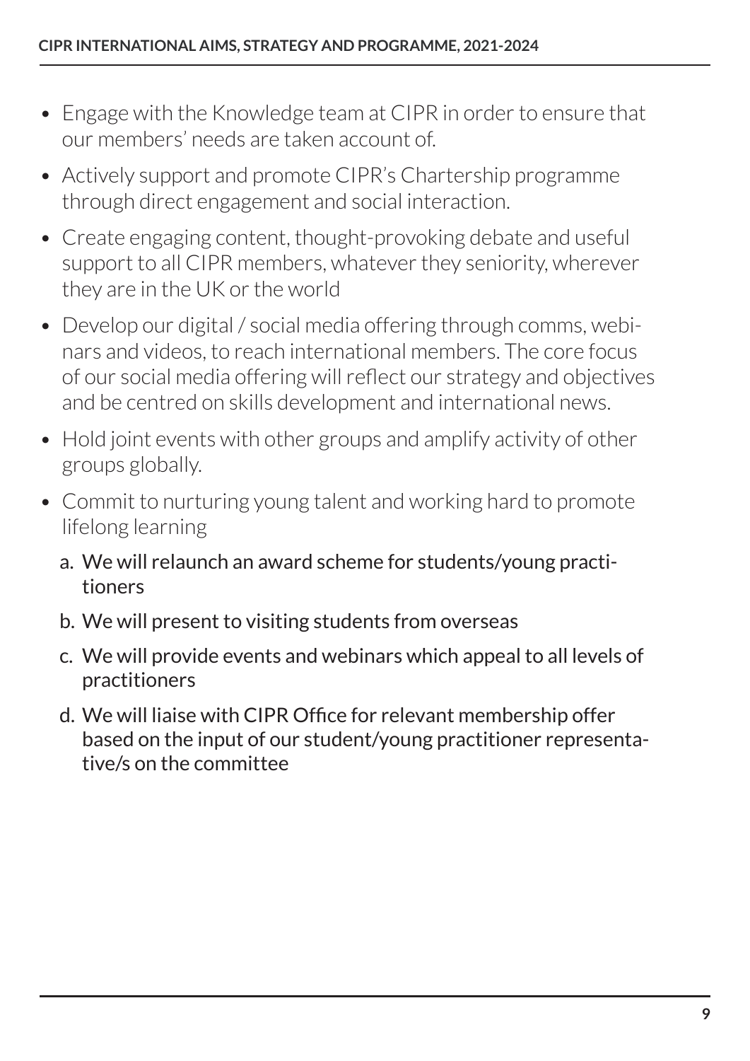- Engage with the Knowledge team at CIPR in order to ensure that our members' needs are taken account of.
- Actively support and promote CIPR's Chartership programme through direct engagement and social interaction.
- Create engaging content, thought-provoking debate and useful support to all CIPR members, whatever they seniority, wherever they are in the UK or the world
- Develop our digital / social media offering through comms, webinars and videos, to reach international members. The core focus of our social media offering will reflect our strategy and objectives and be centred on skills development and international news.
- Hold joint events with other groups and amplify activity of other groups globally.
- Commit to nurturing young talent and working hard to promote lifelong learning
  a. We will relaunch an award scheme for students/young practitioners
  b. We will present to visiting students from overseas
  c. We will provide events and webinars which appeal to all levels of practitioners
  d. We will liaise with CIPR Office for relevant membership offer based on the input of our student/young practitioner representative/s on the committee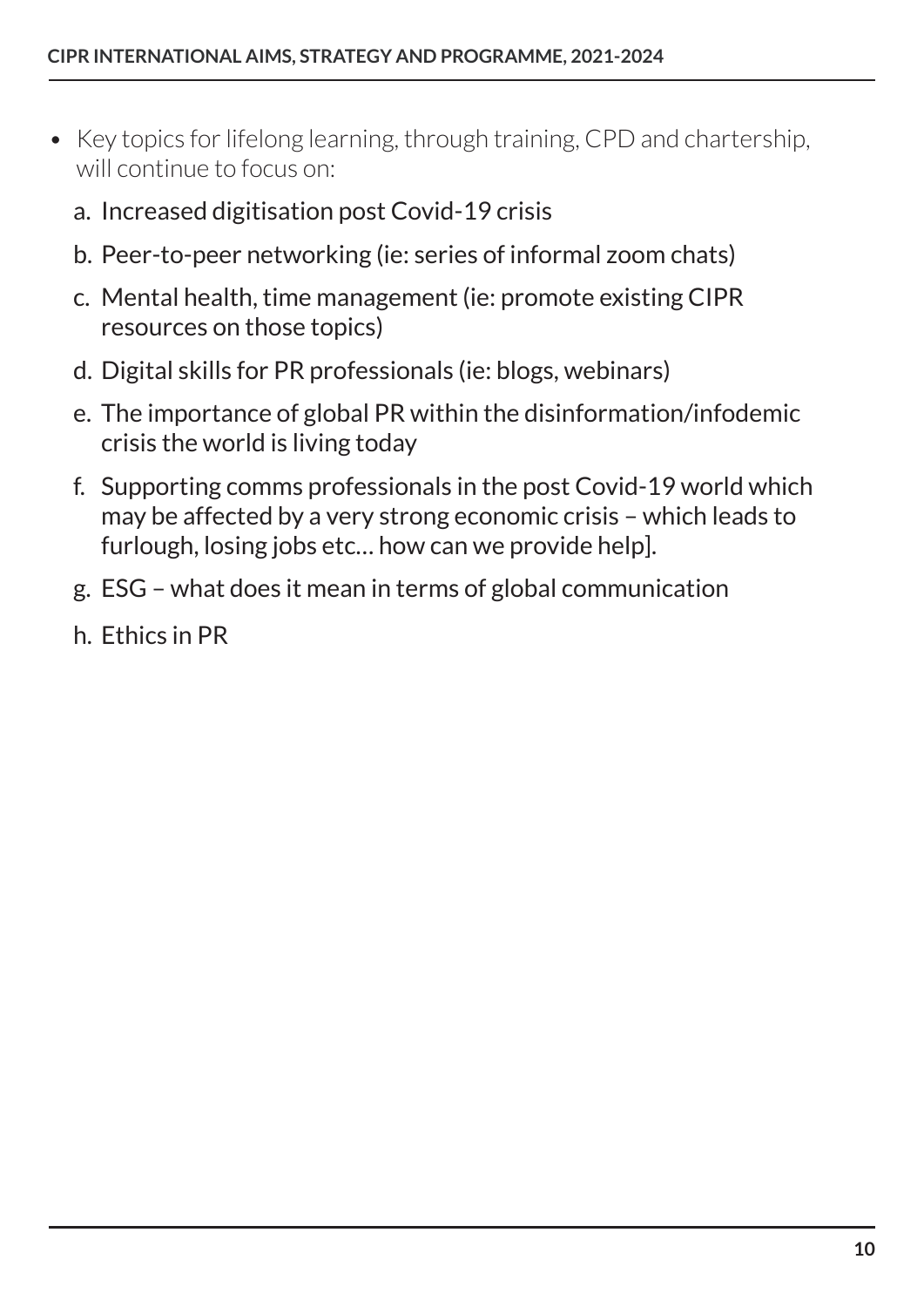- Key topics for lifelong learning, through training, CPD and chartership, will continue to focus on:
  a. Increased digitisation post Covid-19 crisis
  b. Peer-to-peer networking (ie: series of informal zoom chats)
  c. Mental health, time management (ie: promote existing CIPR resources on those topics)
  d. Digital skills for PR professionals (ie: blogs, webinars)
  e. The importance of global PR within the disinformation/infodemic crisis the world is living today
  f. Supporting comms professionals in the post Covid-19 world which may be affected by a very strong economic crisis – which leads to furlough, losing jobs etc… how can we provide help].
  g. ESG – what does it mean in terms of global communication
  h. Ethics in PR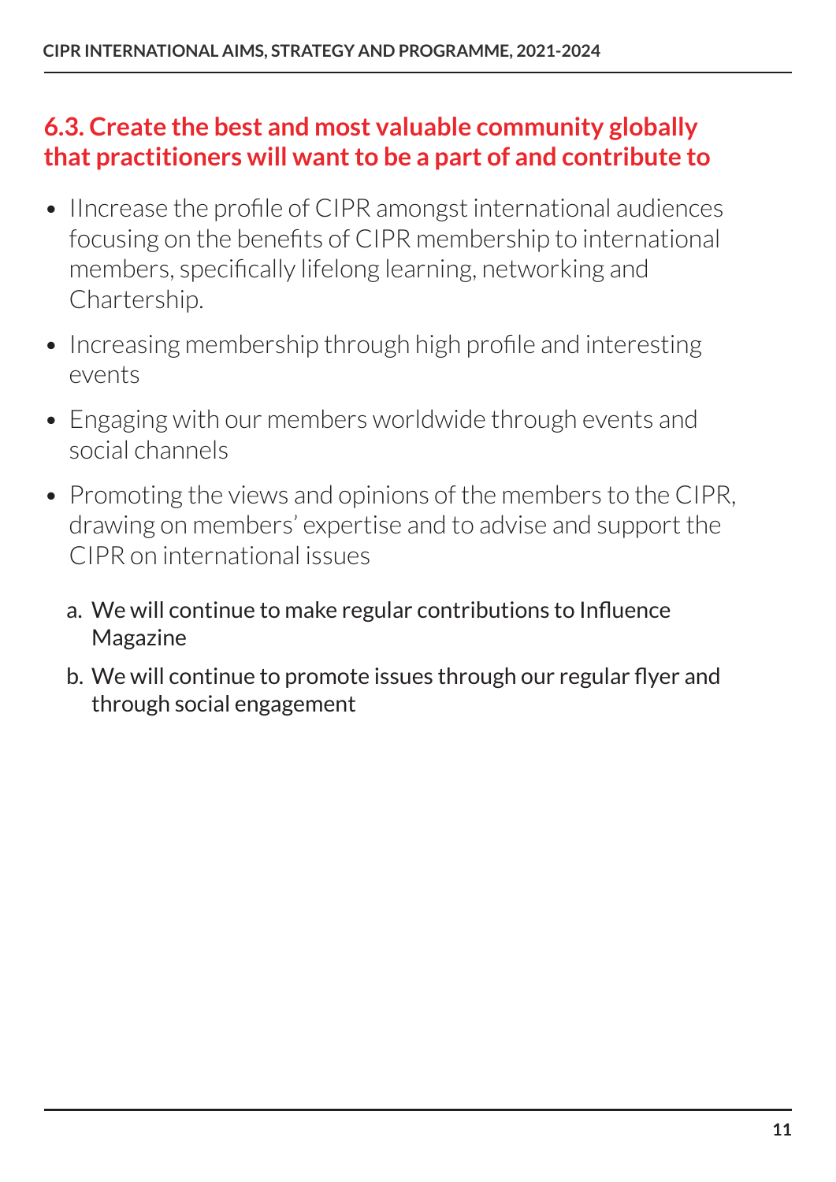## 6.3. Create the best and most valuable community globally that practitioners will want to be a part of and contribute to

- IIncrease the profile of CIPR amongst international audiences focusing on the benefits of CIPR membership to international members, specifically lifelong learning, networking and Chartership.
- Increasing membership through high profile and interesting events
- Engaging with our members worldwide through events and social channels
- Promoting the views and opinions of the members to the CIPR, drawing on members' expertise and to advise and support the CIPR on international issues

  a. We will continue to make regular contributions to Influence Magazine

  b. We will continue to promote issues through our regular flyer and through social engagement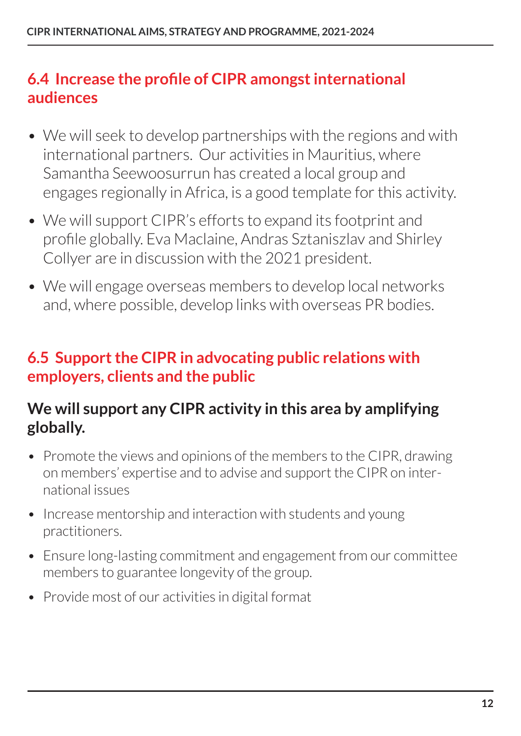## 6.4 Increase the profile of CIPR amongst international audiences

- We will seek to develop partnerships with the regions and with international partners. Our activities in Mauritius, where Samantha Seewoosurrun has created a local group and engages regionally in Africa, is a good template for this activity.
- We will support CIPR's efforts to expand its footprint and profile globally. Eva Maclaine, Andras Sztaniszlav and Shirley Collyer are in discussion with the 2021 president.
- We will engage overseas members to develop local networks and, where possible, develop links with overseas PR bodies.

## 6.5 Support the CIPR in advocating public relations with employers, clients and the public

### We will support any CIPR activity in this area by amplifying globally.

- Promote the views and opinions of the members to the CIPR, drawing on members' expertise and to advise and support the CIPR on international issues
- Increase mentorship and interaction with students and young practitioners.
- Ensure long-lasting commitment and engagement from our committee members to guarantee longevity of the group.
- Provide most of our activities in digital format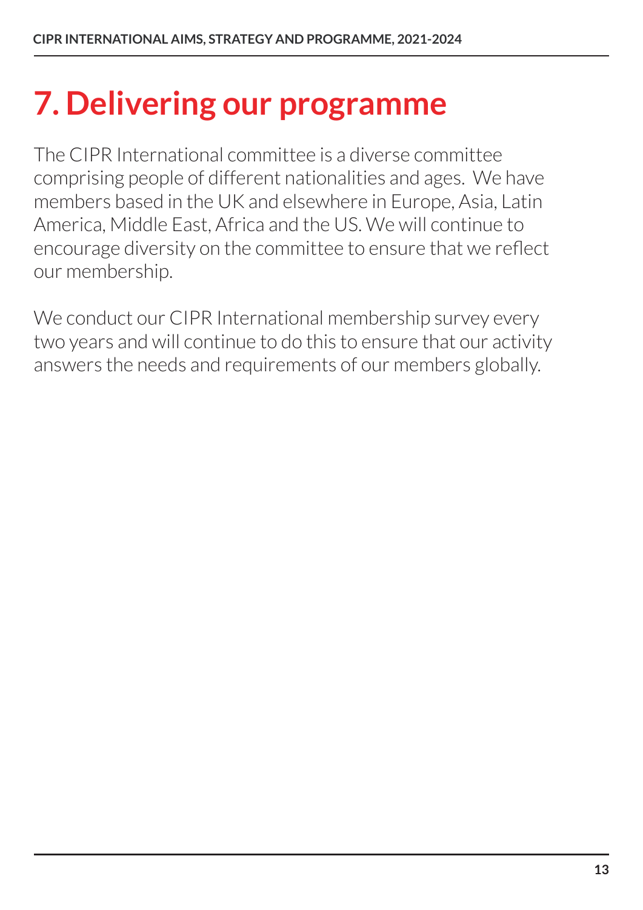# 7. Delivering our programme

The CIPR International committee is a diverse committee comprising people of different nationalities and ages. We have members based in the UK and elsewhere in Europe, Asia, Latin America, Middle East, Africa and the US. We will continue to encourage diversity on the committee to ensure that we reflect our membership.

We conduct our CIPR International membership survey every two years and will continue to do this to ensure that our activity answers the needs and requirements of our members globally.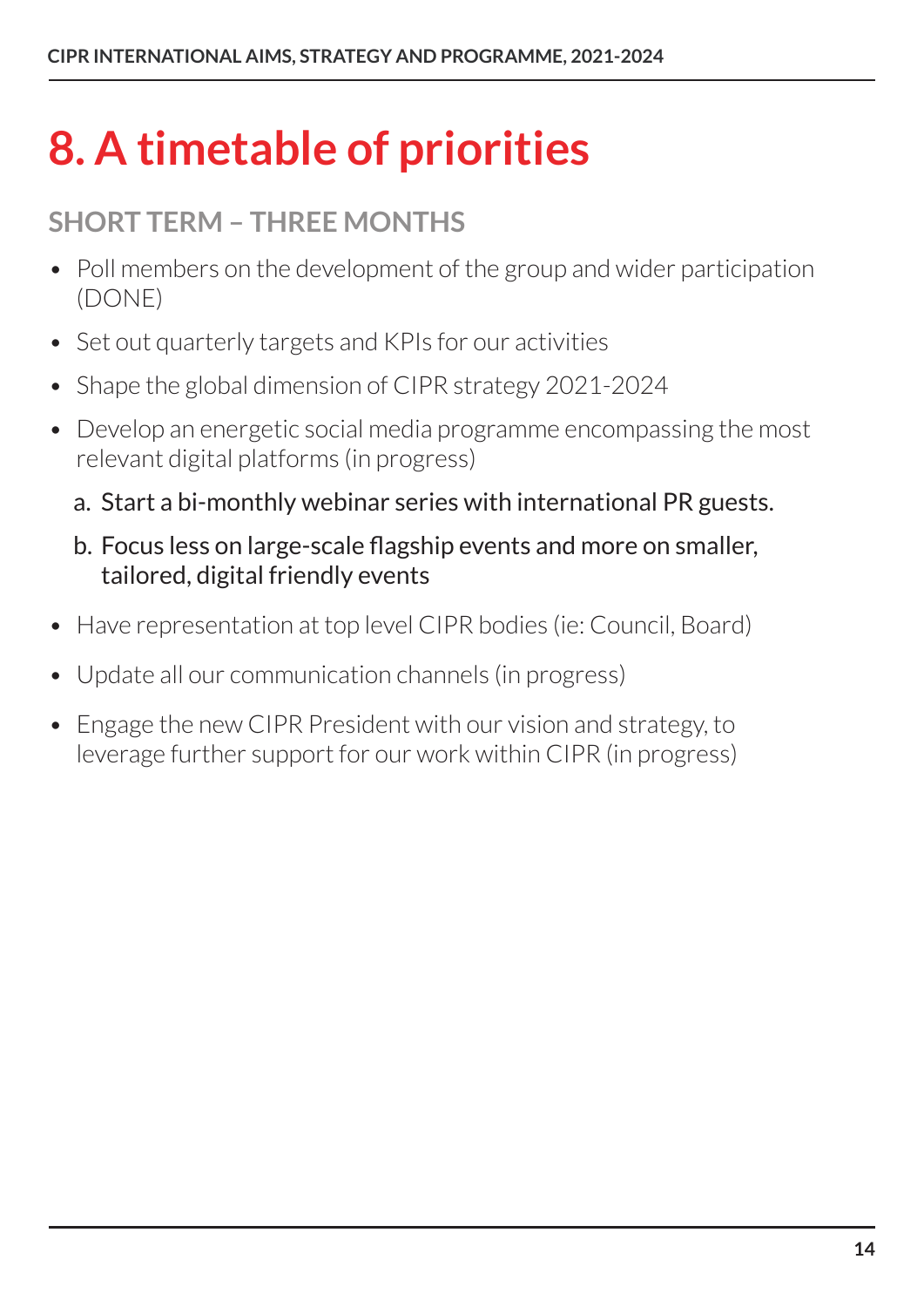# 8. A timetable of priorities

## SHORT TERM – THREE MONTHS

- Poll members on the development of the group and wider participation (DONE)
- Set out quarterly targets and KPIs for our activities
- Shape the global dimension of CIPR strategy 2021-2024
- Develop an energetic social media programme encompassing the most relevant digital platforms (in progress)
  a. Start a bi-monthly webinar series with international PR guests.
  b. Focus less on large-scale flagship events and more on smaller, tailored, digital friendly events
- Have representation at top level CIPR bodies (ie: Council, Board)
- Update all our communication channels (in progress)
- Engage the new CIPR President with our vision and strategy, to leverage further support for our work within CIPR (in progress)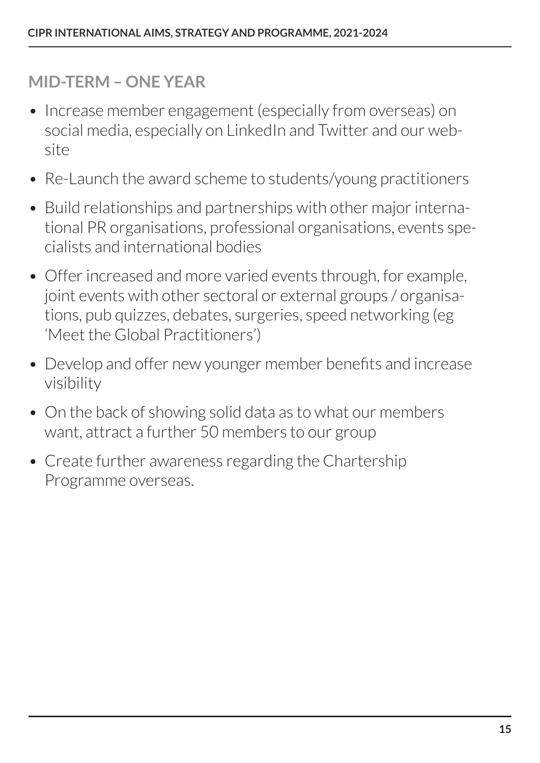## MID-TERM – ONE YEAR

- Increase member engagement (especially from overseas) on social media, especially on LinkedIn and Twitter and our website
- Re-Launch the award scheme to students/young practitioners
- Build relationships and partnerships with other major international PR organisations, professional organisations, events specialists and international bodies
- Offer increased and more varied events through, for example, joint events with other sectoral or external groups / organisations, pub quizzes, debates, surgeries, speed networking (eg 'Meet the Global Practitioners')
- Develop and offer new younger member benefits and increase visibility
- On the back of showing solid data as to what our members want, attract a further 50 members to our group
- Create further awareness regarding the Chartership Programme overseas.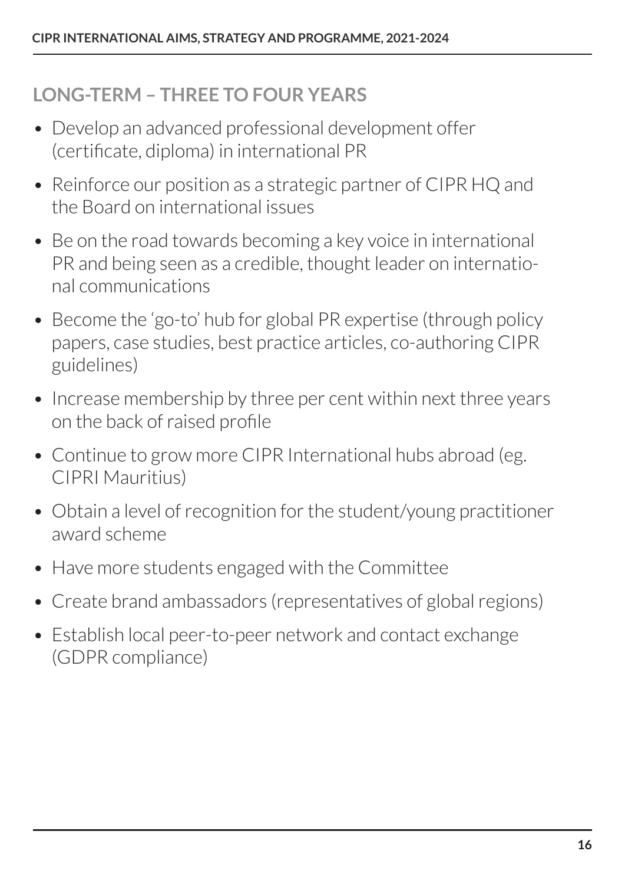## LONG-TERM – THREE TO FOUR YEARS

- Develop an advanced professional development offer (certificate, diploma) in international PR
- Reinforce our position as a strategic partner of CIPR HQ and the Board on international issues
- Be on the road towards becoming a key voice in international PR and being seen as a credible, thought leader on international communications
- Become the 'go-to' hub for global PR expertise (through policy papers, case studies, best practice articles, co-authoring CIPR guidelines)
- Increase membership by three per cent within next three years on the back of raised profile
- Continue to grow more CIPR International hubs abroad (eg. CIPRI Mauritius)
- Obtain a level of recognition for the student/young practitioner award scheme
- Have more students engaged with the Committee
- Create brand ambassadors (representatives of global regions)
- Establish local peer-to-peer network and contact exchange (GDPR compliance)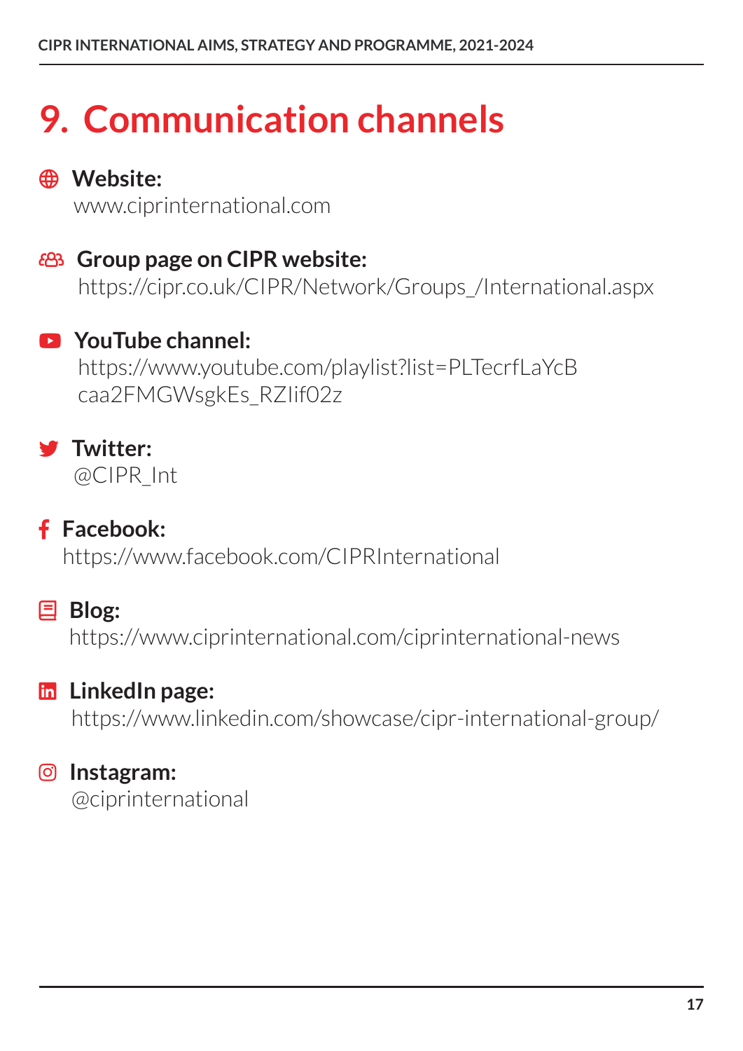# 9. Communication channels

**Website:**
www.ciprinternational.com

**Group page on CIPR website:**
https://cipr.co.uk/CIPR/Network/Groups_/International.aspx

**YouTube channel:**
https://www.youtube.com/playlist?list=PLTecrfLaYcBcaa2FMGWsgkEs_RZIif02z

**Twitter:**
@CIPR_Int

**Facebook:**
https://www.facebook.com/CIPRInternational

**Blog:**
https://www.ciprinternational.com/ciprinternational-news

**LinkedIn page:**
https://www.linkedin.com/showcase/cipr-international-group/

**Instagram:**
@ciprinternational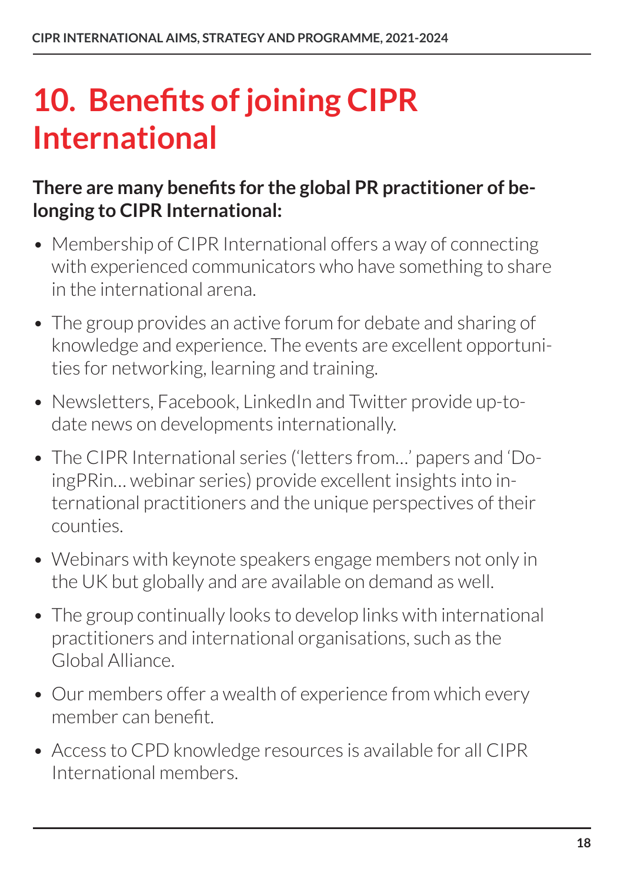# 10. Benefits of joining CIPR International

**There are many benefits for the global PR practitioner of belonging to CIPR International:**

- Membership of CIPR International offers a way of connecting with experienced communicators who have something to share in the international arena.
- The group provides an active forum for debate and sharing of knowledge and experience. The events are excellent opportunities for networking, learning and training.
- Newsletters, Facebook, LinkedIn and Twitter provide up-to-date news on developments internationally.
- The CIPR International series ('letters from…' papers and 'DoingPRin… webinar series) provide excellent insights into international practitioners and the unique perspectives of their counties.
- Webinars with keynote speakers engage members not only in the UK but globally and are available on demand as well.
- The group continually looks to develop links with international practitioners and international organisations, such as the Global Alliance.
- Our members offer a wealth of experience from which every member can benefit.
- Access to CPD knowledge resources is available for all CIPR International members.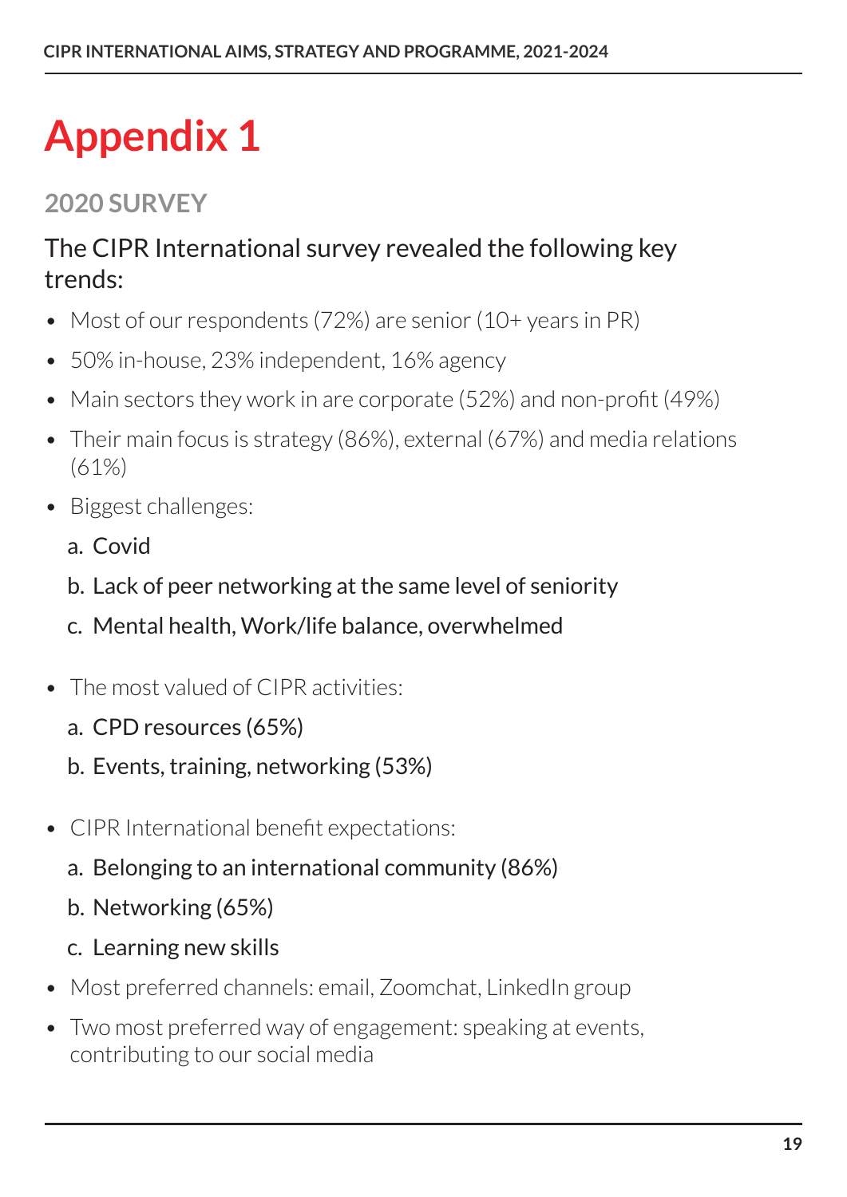# Appendix 1

## 2020 SURVEY

### The CIPR International survey revealed the following key trends:

- Most of our respondents (72%) are senior (10+ years in PR)
- 50% in-house, 23% independent, 16% agency
- Main sectors they work in are corporate (52%) and non-profit (49%)
- Their main focus is strategy (86%), external (67%) and media relations (61%)
- Biggest challenges:
  a. Covid
  b. Lack of peer networking at the same level of seniority
  c. Mental health, Work/life balance, overwhelmed
- The most valued of CIPR activities:
  a. CPD resources (65%)
  b. Events, training, networking (53%)
- CIPR International benefit expectations:
  a. Belonging to an international community (86%)
  b. Networking (65%)
  c. Learning new skills
- Most preferred channels: email, Zoomchat, LinkedIn group
- Two most preferred way of engagement: speaking at events, contributing to our social media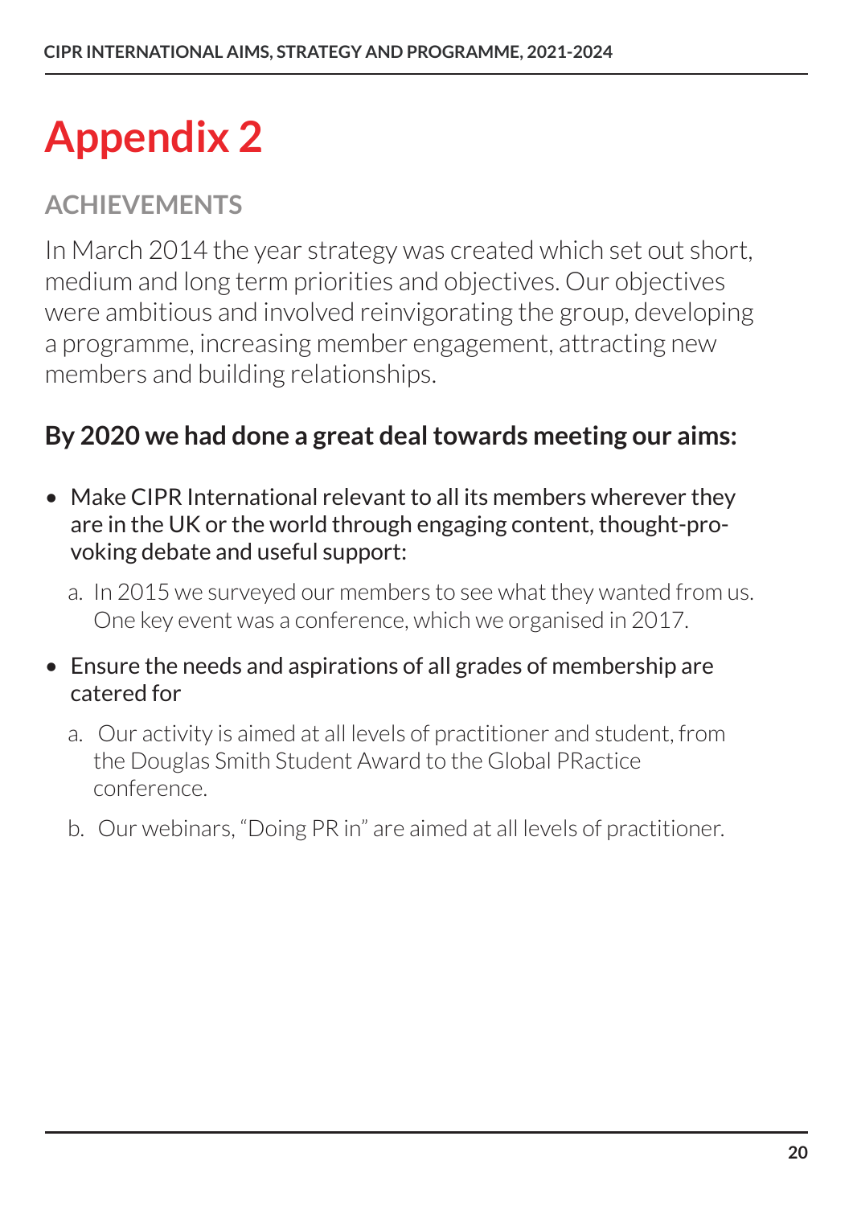# Appendix 2

## ACHIEVEMENTS

In March 2014 the year strategy was created which set out short, medium and long term priorities and objectives. Our objectives were ambitious and involved reinvigorating the group, developing a programme, increasing member engagement, attracting new members and building relationships.

### By 2020 we had done a great deal towards meeting our aims:

- Make CIPR International relevant to all its members wherever they are in the UK or the world through engaging content, thought-provoking debate and useful support:
  a. In 2015 we surveyed our members to see what they wanted from us. One key event was a conference, which we organised in 2017.
- Ensure the needs and aspirations of all grades of membership are catered for
  a. Our activity is aimed at all levels of practitioner and student, from the Douglas Smith Student Award to the Global PRactice conference.
  b. Our webinars, "Doing PR in" are aimed at all levels of practitioner.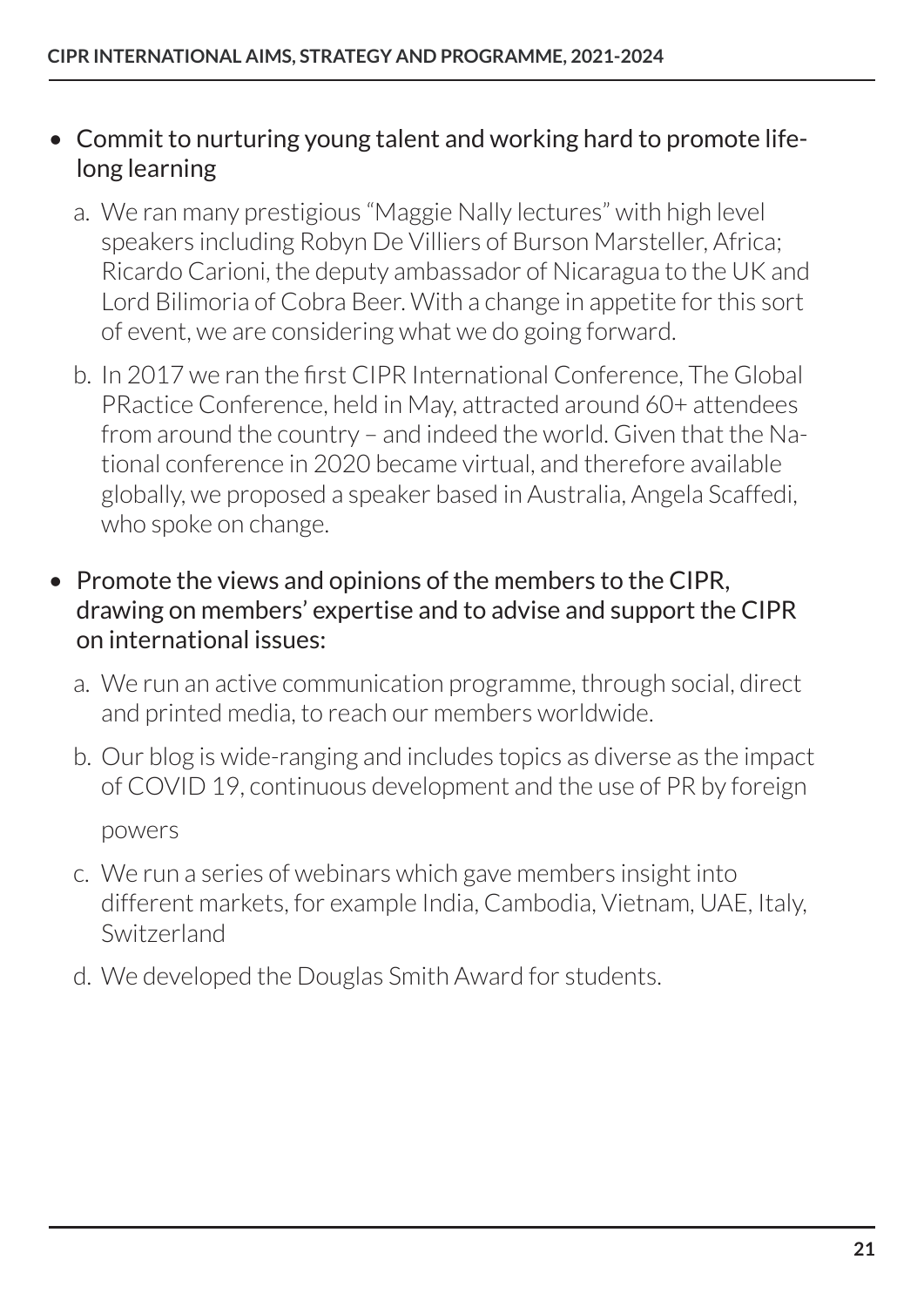- Commit to nurturing young talent and working hard to promote life-long learning
  a. We ran many prestigious "Maggie Nally lectures" with high level speakers including Robyn De Villiers of Burson Marsteller, Africa; Ricardo Carioni, the deputy ambassador of Nicaragua to the UK and Lord Bilimoria of Cobra Beer. With a change in appetite for this sort of event, we are considering what we do going forward.
  b. In 2017 we ran the first CIPR International Conference, The Global PRactice Conference, held in May, attracted around 60+ attendees from around the country – and indeed the world. Given that the National conference in 2020 became virtual, and therefore available globally, we proposed a speaker based in Australia, Angela Scaffedi, who spoke on change.

- Promote the views and opinions of the members to the CIPR, drawing on members' expertise and to advise and support the CIPR on international issues:
  a. We run an active communication programme, through social, direct and printed media, to reach our members worldwide.
  b. Our blog is wide-ranging and includes topics as diverse as the impact of COVID 19, continuous development and the use of PR by foreign powers
  c. We run a series of webinars which gave members insight into different markets, for example India, Cambodia, Vietnam, UAE, Italy, Switzerland
  d. We developed the Douglas Smith Award for students.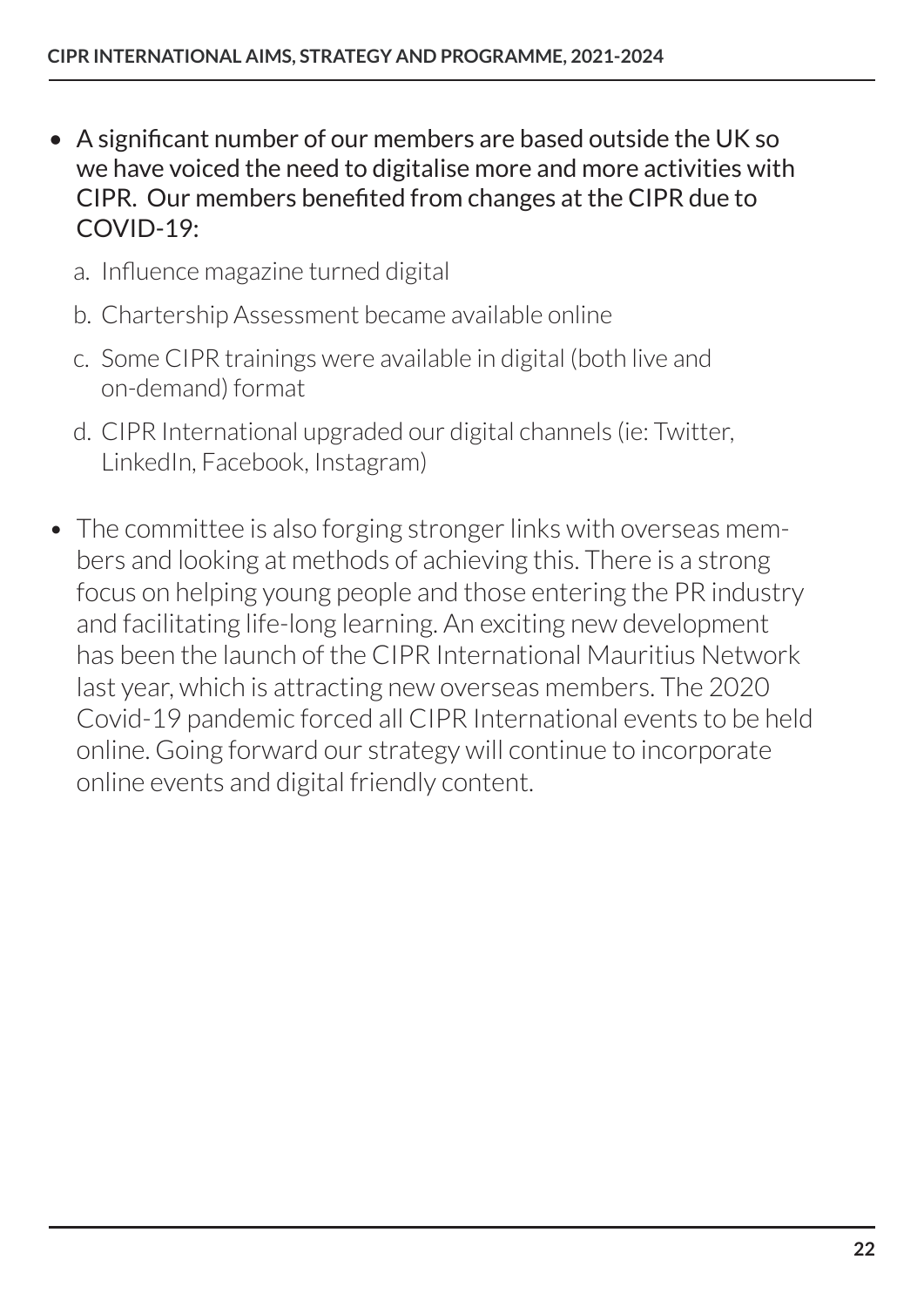- A significant number of our members are based outside the UK so we have voiced the need to digitalise more and more activities with CIPR. Our members benefited from changes at the CIPR due to COVID-19:
  a. Influence magazine turned digital
  b. Chartership Assessment became available online
  c. Some CIPR trainings were available in digital (both live and on-demand) format
  d. CIPR International upgraded our digital channels (ie: Twitter, LinkedIn, Facebook, Instagram)
- The committee is also forging stronger links with overseas members and looking at methods of achieving this. There is a strong focus on helping young people and those entering the PR industry and facilitating life-long learning. An exciting new development has been the launch of the CIPR International Mauritius Network last year, which is attracting new overseas members. The 2020 Covid-19 pandemic forced all CIPR International events to be held online. Going forward our strategy will continue to incorporate online events and digital friendly content.